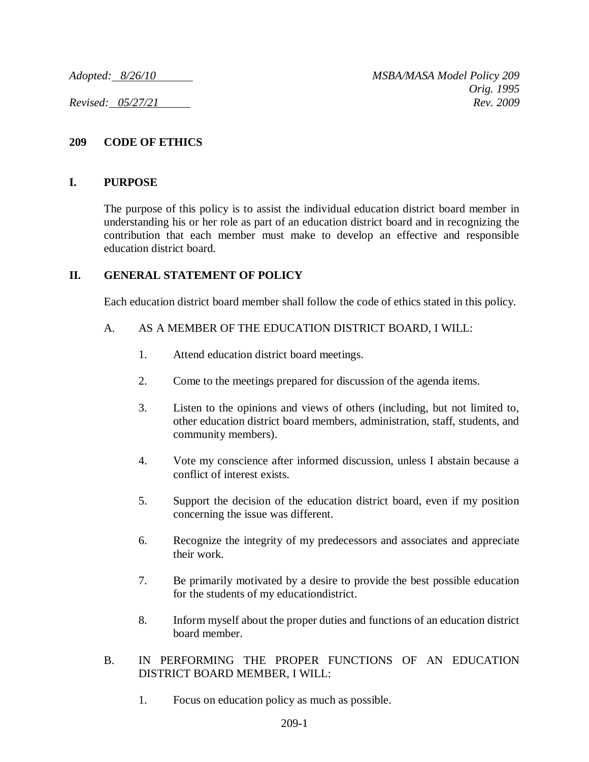*Adopted: 8/26/10*

*Revised: 05/27/21*

*MSBA/MASA Model Policy 209*
*Orig. 1995*
*Rev. 2009*

# 209 CODE OF ETHICS

## I. PURPOSE

The purpose of this policy is to assist the individual education district board member in understanding his or her role as part of an education district board and in recognizing the contribution that each member must make to develop an effective and responsible education district board.

## II. GENERAL STATEMENT OF POLICY

Each education district board member shall follow the code of ethics stated in this policy.

A. AS A MEMBER OF THE EDUCATION DISTRICT BOARD, I WILL:

1. Attend education district board meetings.

2. Come to the meetings prepared for discussion of the agenda items.

3. Listen to the opinions and views of others (including, but not limited to, other education district board members, administration, staff, students, and community members).

4. Vote my conscience after informed discussion, unless I abstain because a conflict of interest exists.

5. Support the decision of the education district board, even if my position concerning the issue was different.

6. Recognize the integrity of my predecessors and associates and appreciate their work.

7. Be primarily motivated by a desire to provide the best possible education for the students of my educationdistrict.

8. Inform myself about the proper duties and functions of an education district board member.

B. IN PERFORMING THE PROPER FUNCTIONS OF AN EDUCATION DISTRICT BOARD MEMBER, I WILL:

1. Focus on education policy as much as possible.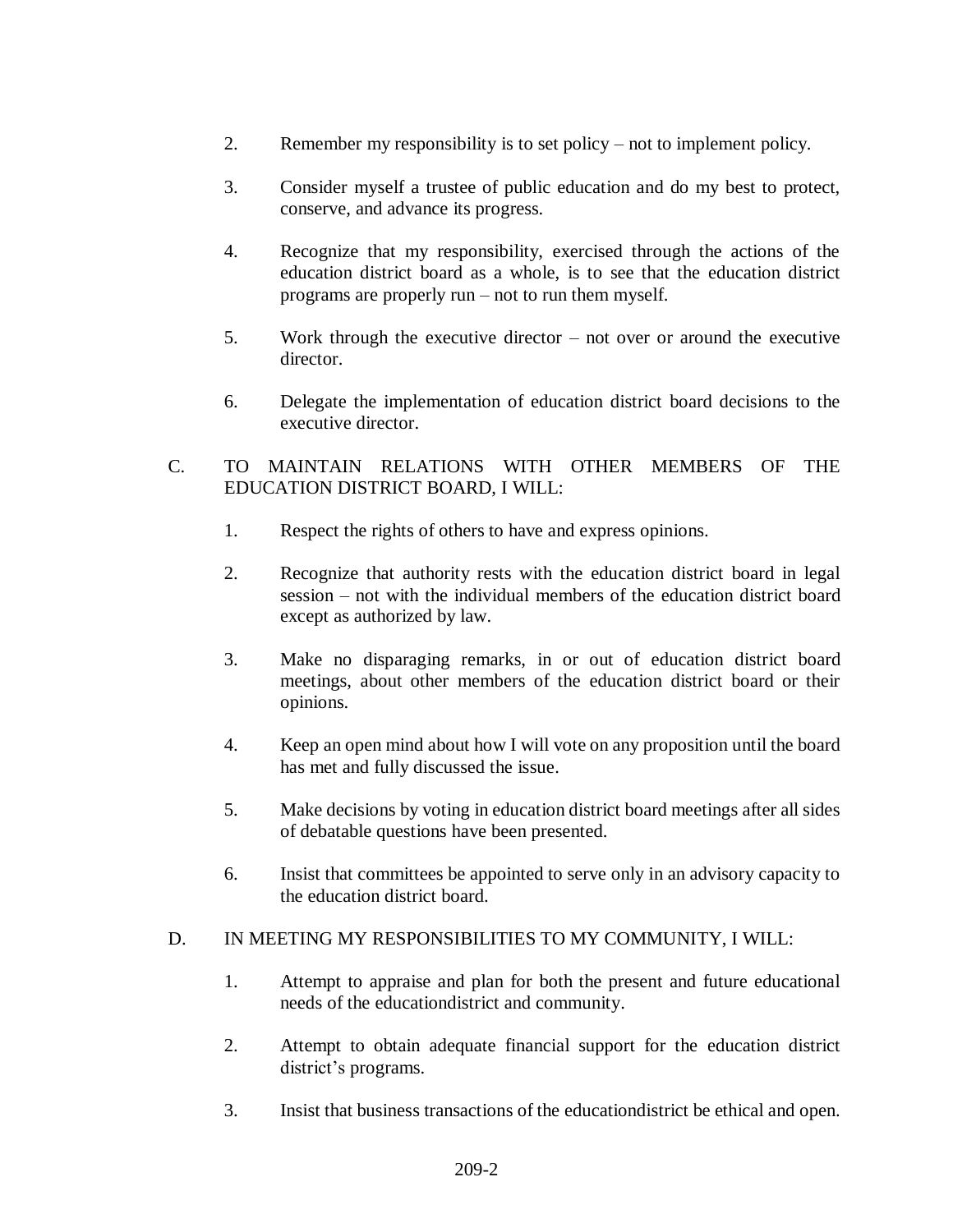2. Remember my responsibility is to set policy – not to implement policy.

3. Consider myself a trustee of public education and do my best to protect, conserve, and advance its progress.

4. Recognize that my responsibility, exercised through the actions of the education district board as a whole, is to see that the education district programs are properly run – not to run them myself.

5. Work through the executive director – not over or around the executive director.

6. Delegate the implementation of education district board decisions to the executive director.

C. TO MAINTAIN RELATIONS WITH OTHER MEMBERS OF THE EDUCATION DISTRICT BOARD, I WILL:

1. Respect the rights of others to have and express opinions.

2. Recognize that authority rests with the education district board in legal session – not with the individual members of the education district board except as authorized by law.

3. Make no disparaging remarks, in or out of education district board meetings, about other members of the education district board or their opinions.

4. Keep an open mind about how I will vote on any proposition until the board has met and fully discussed the issue.

5. Make decisions by voting in education district board meetings after all sides of debatable questions have been presented.

6. Insist that committees be appointed to serve only in an advisory capacity to the education district board.

D. IN MEETING MY RESPONSIBILITIES TO MY COMMUNITY, I WILL:

1. Attempt to appraise and plan for both the present and future educational needs of the educationdistrict and community.

2. Attempt to obtain adequate financial support for the education district district's programs.

3. Insist that business transactions of the educationdistrict be ethical and open.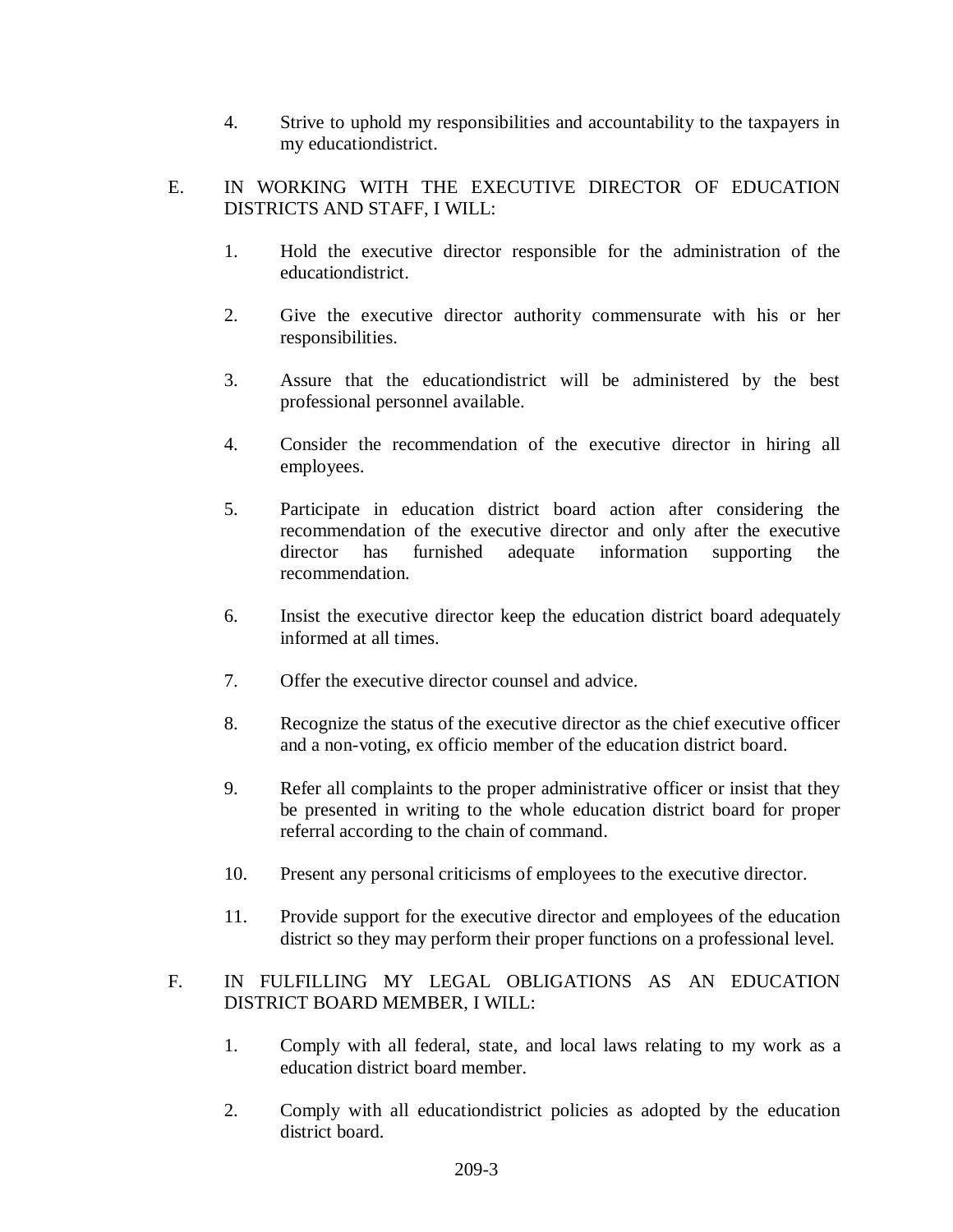4. Strive to uphold my responsibilities and accountability to the taxpayers in my educationdistrict.

E. IN WORKING WITH THE EXECUTIVE DIRECTOR OF EDUCATION DISTRICTS AND STAFF, I WILL:

1. Hold the executive director responsible for the administration of the educationdistrict.

2. Give the executive director authority commensurate with his or her responsibilities.

3. Assure that the educationdistrict will be administered by the best professional personnel available.

4. Consider the recommendation of the executive director in hiring all employees.

5. Participate in education district board action after considering the recommendation of the executive director and only after the executive director has furnished adequate information supporting the recommendation.

6. Insist the executive director keep the education district board adequately informed at all times.

7. Offer the executive director counsel and advice.

8. Recognize the status of the executive director as the chief executive officer and a non-voting, ex officio member of the education district board.

9. Refer all complaints to the proper administrative officer or insist that they be presented in writing to the whole education district board for proper referral according to the chain of command.

10. Present any personal criticisms of employees to the executive director.

11. Provide support for the executive director and employees of the education district so they may perform their proper functions on a professional level.

F. IN FULFILLING MY LEGAL OBLIGATIONS AS AN EDUCATION DISTRICT BOARD MEMBER, I WILL:

1. Comply with all federal, state, and local laws relating to my work as a education district board member.

2. Comply with all educationdistrict policies as adopted by the education district board.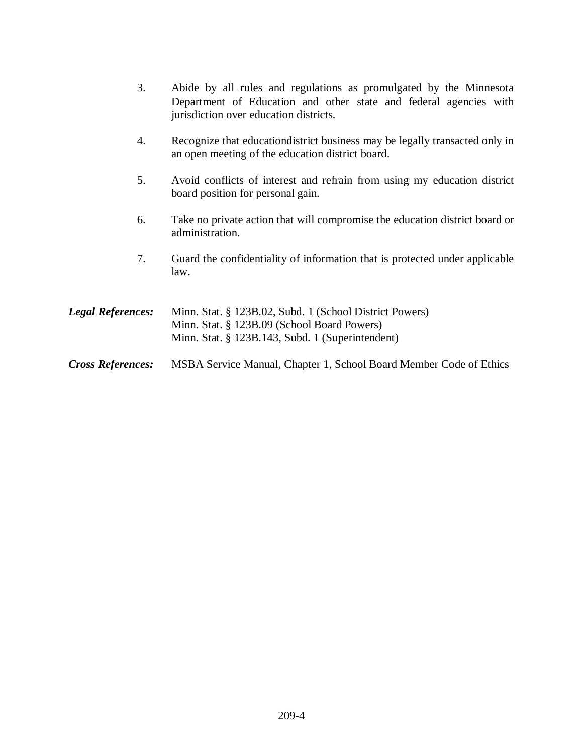3. Abide by all rules and regulations as promulgated by the Minnesota Department of Education and other state and federal agencies with jurisdiction over education districts.

4. Recognize that educationdistrict business may be legally transacted only in an open meeting of the education district board.

5. Avoid conflicts of interest and refrain from using my education district board position for personal gain.

6. Take no private action that will compromise the education district board or administration.

7. Guard the confidentiality of information that is protected under applicable law.

***Legal References:*** Minn. Stat. § 123B.02, Subd. 1 (School District Powers)
Minn. Stat. § 123B.09 (School Board Powers)
Minn. Stat. § 123B.143, Subd. 1 (Superintendent)

***Cross References:*** MSBA Service Manual, Chapter 1, School Board Member Code of Ethics